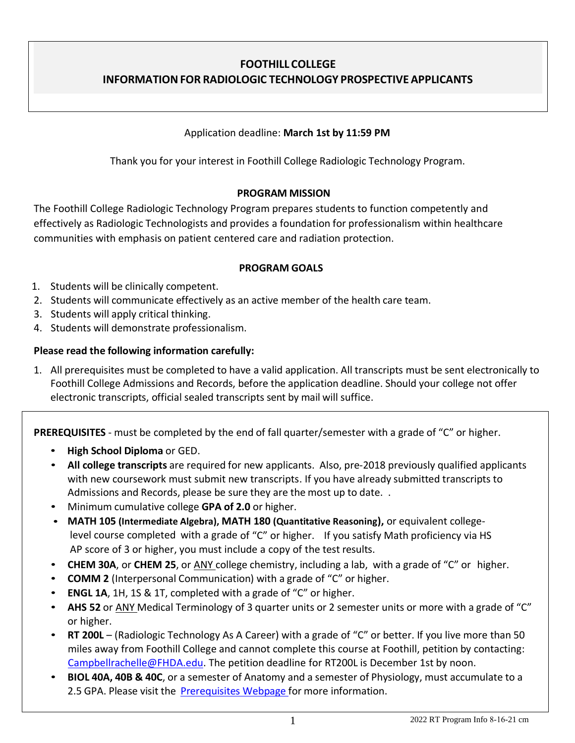# FOOTHILL COLLEGE
## INFORMATION FOR RADIOLOGIC TECHNOLOGY PROSPECTIVE APPLICANTS

Application deadline: **March 1st by 11:59 PM**

Thank you for your interest in Foothill College Radiologic Technology Program.

### PROGRAM MISSION

The Foothill College Radiologic Technology Program prepares students to function competently and effectively as Radiologic Technologists and provides a foundation for professionalism within healthcare communities with emphasis on patient centered care and radiation protection.

### PROGRAM GOALS

1. Students will be clinically competent.
2. Students will communicate effectively as an active member of the health care team.
3. Students will apply critical thinking.
4. Students will demonstrate professionalism.

**Please read the following information carefully:**

1. All prerequisites must be completed to have a valid application. All transcripts must be sent electronically to Foothill College Admissions and Records, before the application deadline. Should your college not offer electronic transcripts, official sealed transcripts sent by mail will suffice.

**PREREQUISITES** - must be completed by the end of fall quarter/semester with a grade of "C" or higher.

- **High School Diploma** or GED.
- **All college transcripts** are required for new applicants. Also, pre-2018 previously qualified applicants with new coursework must submit new transcripts. If you have already submitted transcripts to Admissions and Records, please be sure they are the most up to date. .
- Minimum cumulative college **GPA of 2.0** or higher.
- **MATH 105 (Intermediate Algebra), MATH 180 (Quantitative Reasoning),** or equivalent college-level course completed with a grade of "C" or higher. If you satisfy Math proficiency via HS AP score of 3 or higher, you must include a copy of the test results.
- **CHEM 30A**, or **CHEM 25**, or ANY college chemistry, including a lab, with a grade of "C" or higher.
- **COMM 2** (Interpersonal Communication) with a grade of "C" or higher.
- **ENGL 1A**, 1H, 1S & 1T, completed with a grade of "C" or higher.
- **AHS 52** or ANY Medical Terminology of 3 quarter units or 2 semester units or more with a grade of "C" or higher.
- **RT 200L** – (Radiologic Technology As A Career) with a grade of "C" or better. If you live more than 50 miles away from Foothill College and cannot complete this course at Foothill, petition by contacting: Campbellrachelle@FHDA.edu. The petition deadline for RT200L is December 1st by noon.
- **BIOL 40A, 40B & 40C**, or a semester of Anatomy and a semester of Physiology, must accumulate to a 2.5 GPA. Please visit the Prerequisites Webpage for more information.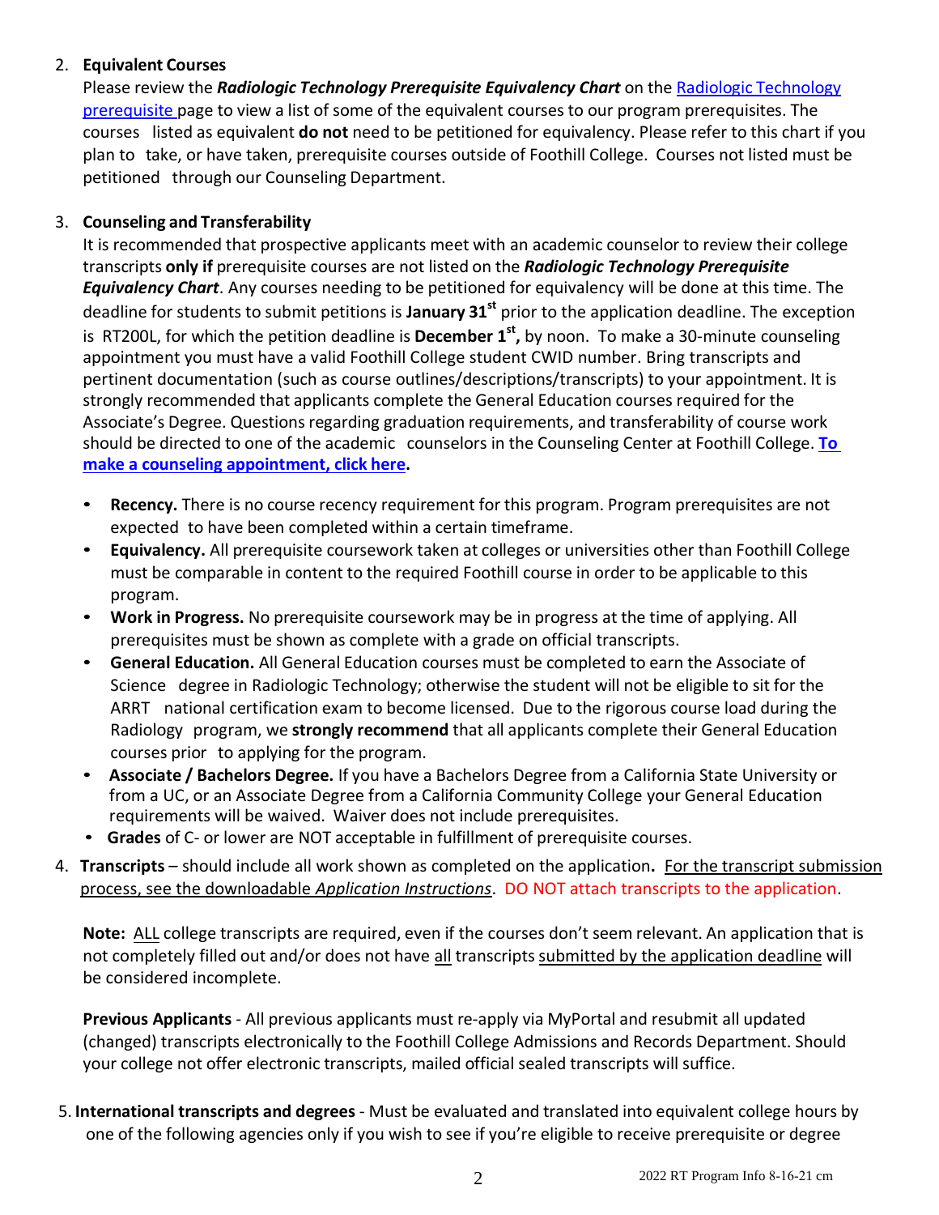2. **Equivalent Courses**
   Please review the ***Radiologic Technology Prerequisite Equivalency Chart*** on the Radiologic Technology prerequisite page to view a list of some of the equivalent courses to our program prerequisites. The courses listed as equivalent **do not** need to be petitioned for equivalency. Please refer to this chart if you plan to take, or have taken, prerequisite courses outside of Foothill College. Courses not listed must be petitioned through our Counseling Department.

3. **Counseling and Transferability**
   It is recommended that prospective applicants meet with an academic counselor to review their college transcripts **only if** prerequisite courses are not listed on the ***Radiologic Technology Prerequisite Equivalency Chart***. Any courses needing to be petitioned for equivalency will be done at this time. The deadline for students to submit petitions is **January 31st** prior to the application deadline. The exception is RT200L, for which the petition deadline is **December 1st,** by noon. To make a 30-minute counseling appointment you must have a valid Foothill College student CWID number. Bring transcripts and pertinent documentation (such as course outlines/descriptions/transcripts) to your appointment. It is strongly recommended that applicants complete the General Education courses required for the Associate's Degree. Questions regarding graduation requirements, and transferability of course work should be directed to one of the academic counselors in the Counseling Center at Foothill College. **To make a counseling appointment, click here.**

   - **Recency.** There is no course recency requirement for this program. Program prerequisites are not expected to have been completed within a certain timeframe.
   - **Equivalency.** All prerequisite coursework taken at colleges or universities other than Foothill College must be comparable in content to the required Foothill course in order to be applicable to this program.
   - **Work in Progress.** No prerequisite coursework may be in progress at the time of applying. All prerequisites must be shown as complete with a grade on official transcripts.
   - **General Education.** All General Education courses must be completed to earn the Associate of Science degree in Radiologic Technology; otherwise the student will not be eligible to sit for the ARRT national certification exam to become licensed. Due to the rigorous course load during the Radiology program, we **strongly recommend** that all applicants complete their General Education courses prior to applying for the program.
   - **Associate / Bachelors Degree.** If you have a Bachelors Degree from a California State University or from a UC, or an Associate Degree from a California Community College your General Education requirements will be waived. Waiver does not include prerequisites.
   - **Grades** of C- or lower are NOT acceptable in fulfillment of prerequisite courses.

4. **Transcripts** – should include all work shown as completed on the application**.** For the transcript submission process, see the downloadable *Application Instructions*. DO NOT attach transcripts to the application.

   **Note:** ALL college transcripts are required, even if the courses don't seem relevant. An application that is not completely filled out and/or does not have all transcripts submitted by the application deadline will be considered incomplete.

   **Previous Applicants** - All previous applicants must re-apply via MyPortal and resubmit all updated (changed) transcripts electronically to the Foothill College Admissions and Records Department. Should your college not offer electronic transcripts, mailed official sealed transcripts will suffice.

5. **International transcripts and degrees** - Must be evaluated and translated into equivalent college hours by one of the following agencies only if you wish to see if you're eligible to receive prerequisite or degree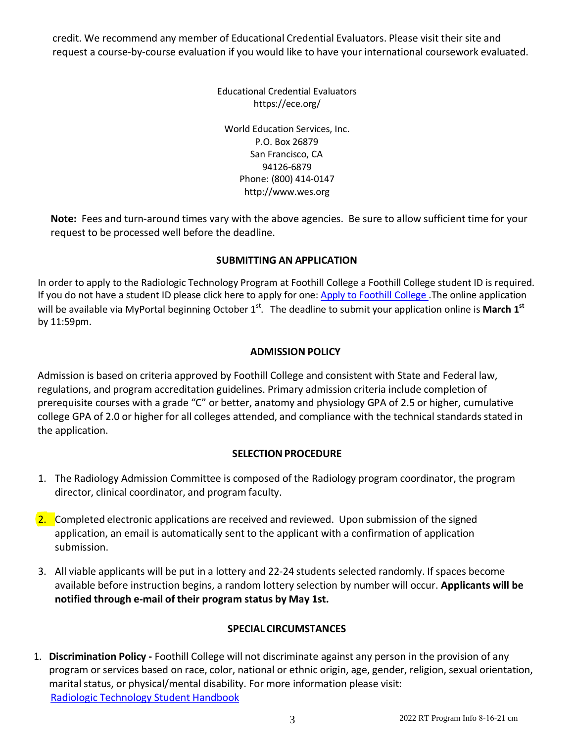credit. We recommend any member of Educational Credential Evaluators. Please visit their site and request a course-by-course evaluation if you would like to have your international coursework evaluated.

Educational Credential Evaluators
https://ece.org/

World Education Services, Inc.
P.O. Box 26879
San Francisco, CA
94126-6879
Phone: (800) 414-0147
http://www.wes.org

**Note:** Fees and turn-around times vary with the above agencies. Be sure to allow sufficient time for your request to be processed well before the deadline.

## SUBMITTING AN APPLICATION

In order to apply to the Radiologic Technology Program at Foothill College a Foothill College student ID is required. If you do not have a student ID please click here to apply for one: Apply to Foothill College .The online application will be available via MyPortal beginning October 1st. The deadline to submit your application online is **March 1st** by 11:59pm.

## ADMISSION POLICY

Admission is based on criteria approved by Foothill College and consistent with State and Federal law, regulations, and program accreditation guidelines. Primary admission criteria include completion of prerequisite courses with a grade "C" or better, anatomy and physiology GPA of 2.5 or higher, cumulative college GPA of 2.0 or higher for all colleges attended, and compliance with the technical standards stated in the application.

## SELECTION PROCEDURE

1. The Radiology Admission Committee is composed of the Radiology program coordinator, the program director, clinical coordinator, and program faculty.
2. Completed electronic applications are received and reviewed. Upon submission of the signed application, an email is automatically sent to the applicant with a confirmation of application submission.
3. All viable applicants will be put in a lottery and 22-24 students selected randomly. If spaces become available before instruction begins, a random lottery selection by number will occur. **Applicants will be notified through e-mail of their program status by May 1st.**

## SPECIAL CIRCUMSTANCES

1. **Discrimination Policy -** Foothill College will not discriminate against any person in the provision of any program or services based on race, color, national or ethnic origin, age, gender, religion, sexual orientation, marital status, or physical/mental disability. For more information please visit: Radiologic Technology Student Handbook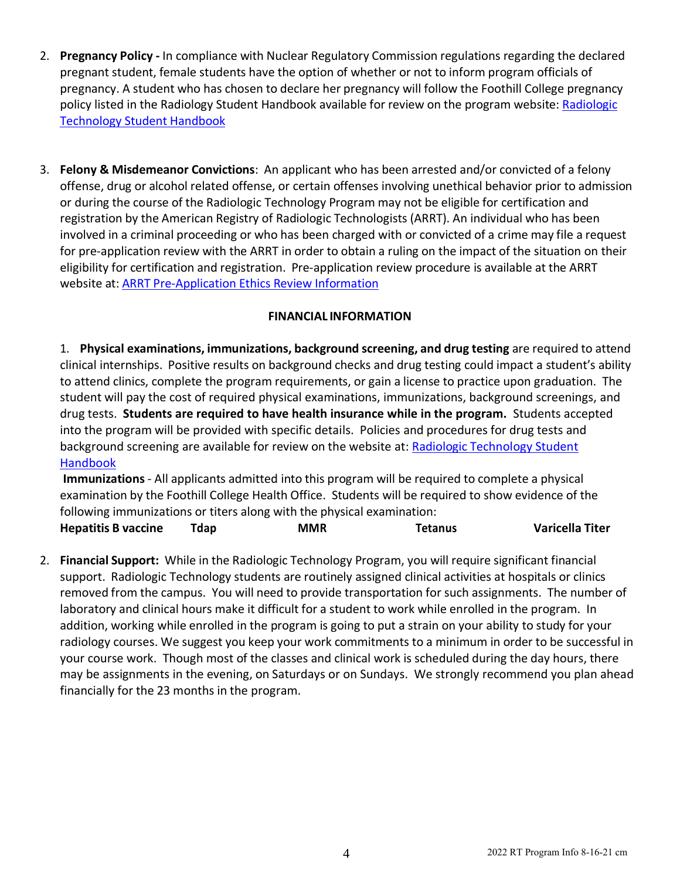2. **Pregnancy Policy -** In compliance with Nuclear Regulatory Commission regulations regarding the declared pregnant student, female students have the option of whether or not to inform program officials of pregnancy. A student who has chosen to declare her pregnancy will follow the Foothill College pregnancy policy listed in the Radiology Student Handbook available for review on the program website: Radiologic Technology Student Handbook

3. **Felony & Misdemeanor Convictions**: An applicant who has been arrested and/or convicted of a felony offense, drug or alcohol related offense, or certain offenses involving unethical behavior prior to admission or during the course of the Radiologic Technology Program may not be eligible for certification and registration by the American Registry of Radiologic Technologists (ARRT). An individual who has been involved in a criminal proceeding or who has been charged with or convicted of a crime may file a request for pre-application review with the ARRT in order to obtain a ruling on the impact of the situation on their eligibility for certification and registration. Pre-application review procedure is available at the ARRT website at: ARRT Pre-Application Ethics Review Information

## FINANCIAL INFORMATION

1. **Physical examinations, immunizations, background screening, and drug testing** are required to attend clinical internships. Positive results on background checks and drug testing could impact a student's ability to attend clinics, complete the program requirements, or gain a license to practice upon graduation. The student will pay the cost of required physical examinations, immunizations, background screenings, and drug tests. **Students are required to have health insurance while in the program.** Students accepted into the program will be provided with specific details. Policies and procedures for drug tests and background screening are available for review on the website at: Radiologic Technology Student Handbook

   **Immunizations** - All applicants admitted into this program will be required to complete a physical examination by the Foothill College Health Office. Students will be required to show evidence of the following immunizations or titers along with the physical examination:

   **Hepatitis B vaccine** **Tdap** **MMR** **Tetanus** **Varicella Titer**

2. **Financial Support:** While in the Radiologic Technology Program, you will require significant financial support. Radiologic Technology students are routinely assigned clinical activities at hospitals or clinics removed from the campus. You will need to provide transportation for such assignments. The number of laboratory and clinical hours make it difficult for a student to work while enrolled in the program. In addition, working while enrolled in the program is going to put a strain on your ability to study for your radiology courses. We suggest you keep your work commitments to a minimum in order to be successful in your course work. Though most of the classes and clinical work is scheduled during the day hours, there may be assignments in the evening, on Saturdays or on Sundays. We strongly recommend you plan ahead financially for the 23 months in the program.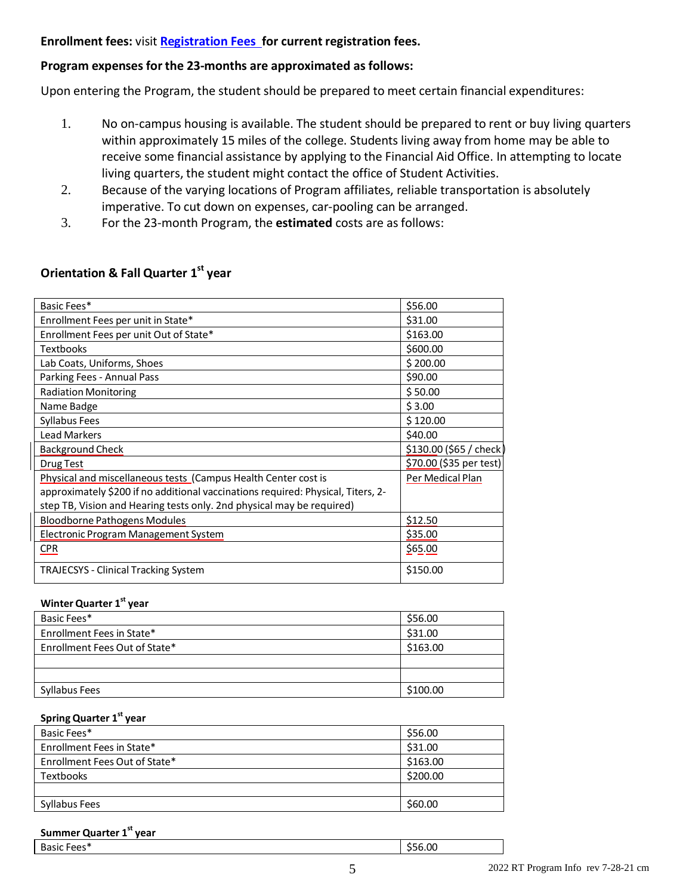**Enrollment fees:** visit **Registration Fees** **for current registration fees.**

**Program expenses for the 23-months are approximated as follows:**

Upon entering the Program, the student should be prepared to meet certain financial expenditures:

1. No on-campus housing is available. The student should be prepared to rent or buy living quarters within approximately 15 miles of the college. Students living away from home may be able to receive some financial assistance by applying to the Financial Aid Office. In attempting to locate living quarters, the student might contact the office of Student Activities.
2. Because of the varying locations of Program affiliates, reliable transportation is absolutely imperative. To cut down on expenses, car-pooling can be arranged.
3. For the 23-month Program, the **estimated** costs are as follows:

### Orientation & Fall Quarter 1st year

| | |
|---|---|
| Basic Fees* | $56.00 |
| Enrollment Fees per unit in State* | $31.00 |
| Enrollment Fees per unit Out of State* | $163.00 |
| Textbooks | $600.00 |
| Lab Coats, Uniforms, Shoes | $ 200.00 |
| Parking Fees - Annual Pass | $90.00 |
| Radiation Monitoring | $ 50.00 |
| Name Badge | $ 3.00 |
| Syllabus Fees | $ 120.00 |
| Lead Markers | $40.00 |
| Background Check | $130.00 ($65 / check) |
| Drug Test | $70.00 ($35 per test) |
| Physical and miscellaneous tests (Campus Health Center cost is approximately $200 if no additional vaccinations required: Physical, Titers, 2-step TB, Vision and Hearing tests only. 2nd physical may be required) | Per Medical Plan |
| Bloodborne Pathogens Modules | $12.50 |
| Electronic Program Management System | $35.00 |
| CPR | $65.00 |
| TRAJECSYS - Clinical Tracking System | $150.00 |

### Winter Quarter 1st year

| | |
|---|---|
| Basic Fees* | $56.00 |
| Enrollment Fees in State* | $31.00 |
| Enrollment Fees Out of State* | $163.00 |
| | |
| | |
| Syllabus Fees | $100.00 |

### Spring Quarter 1st year

| | |
|---|---|
| Basic Fees* | $56.00 |
| Enrollment Fees in State* | $31.00 |
| Enrollment Fees Out of State* | $163.00 |
| Textbooks | $200.00 |
| | |
| Syllabus Fees | $60.00 |

### Summer Quarter 1st year

| | |
|---|---|
| Basic Fees* | $56.00 |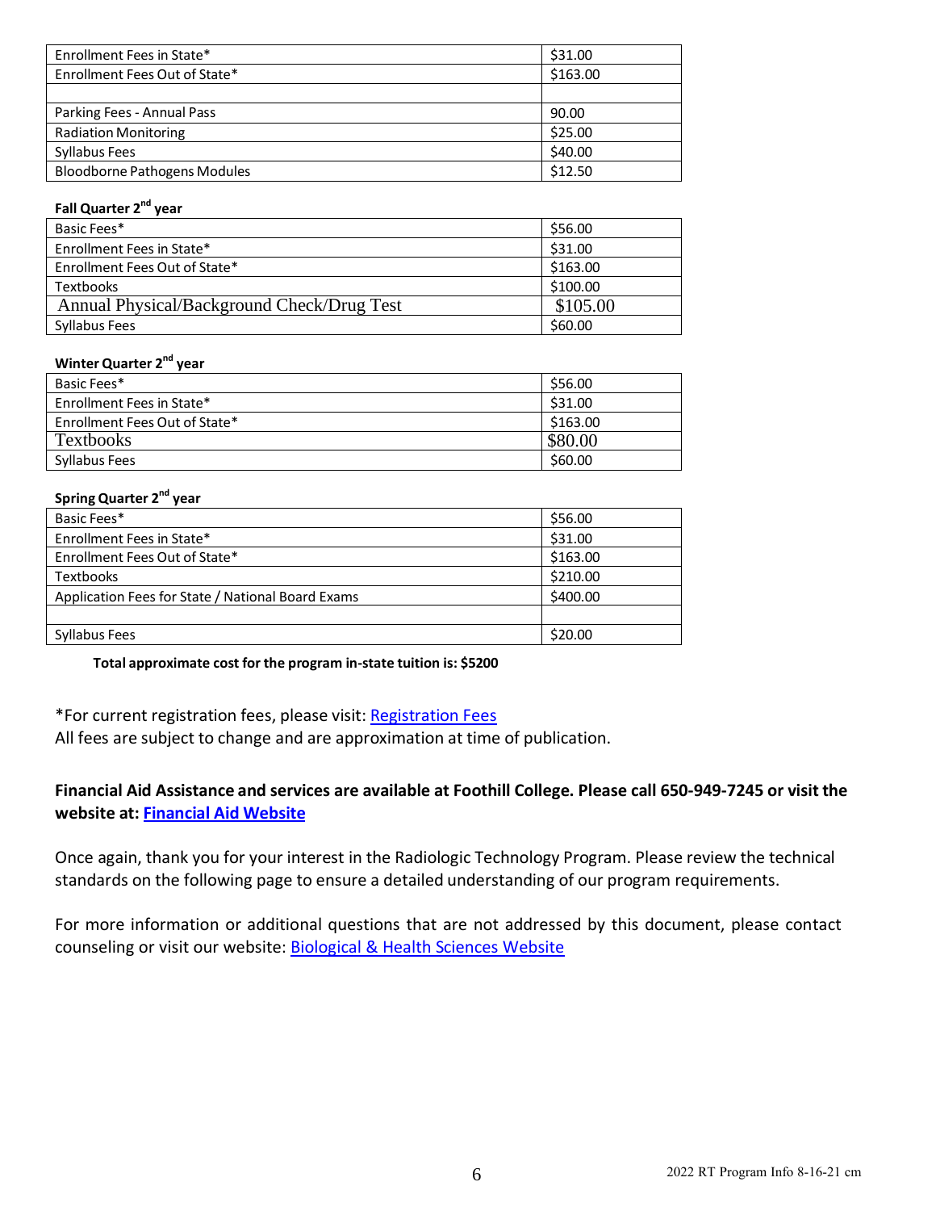| | |
|---|---|
| Enrollment Fees in State* | $31.00 |
| Enrollment Fees Out of State* | $163.00 |
| | |
| Parking Fees - Annual Pass | 90.00 |
| Radiation Monitoring | $25.00 |
| Syllabus Fees | $40.00 |
| Bloodborne Pathogens Modules | $12.50 |

**Fall Quarter 2nd year**

| | |
|---|---|
| Basic Fees* | $56.00 |
| Enrollment Fees in State* | $31.00 |
| Enrollment Fees Out of State* | $163.00 |
| Textbooks | $100.00 |
| Annual Physical/Background Check/Drug Test | $105.00 |
| Syllabus Fees | $60.00 |

**Winter Quarter 2nd year**

| | |
|---|---|
| Basic Fees* | $56.00 |
| Enrollment Fees in State* | $31.00 |
| Enrollment Fees Out of State* | $163.00 |
| Textbooks | $80.00 |
| Syllabus Fees | $60.00 |

**Spring Quarter 2nd year**

| | |
|---|---|
| Basic Fees* | $56.00 |
| Enrollment Fees in State* | $31.00 |
| Enrollment Fees Out of State* | $163.00 |
| Textbooks | $210.00 |
| Application Fees for State / National Board Exams | $400.00 |
| | |
| Syllabus Fees | $20.00 |

**Total approximate cost for the program in-state tuition is: $5200**

*For current registration fees, please visit: Registration Fees
All fees are subject to change and are approximation at time of publication.

**Financial Aid Assistance and services are available at Foothill College. Please call 650-949-7245 or visit the website at: Financial Aid Website**

Once again, thank you for your interest in the Radiologic Technology Program. Please review the technical standards on the following page to ensure a detailed understanding of our program requirements.

For more information or additional questions that are not addressed by this document, please contact counseling or visit our website: Biological & Health Sciences Website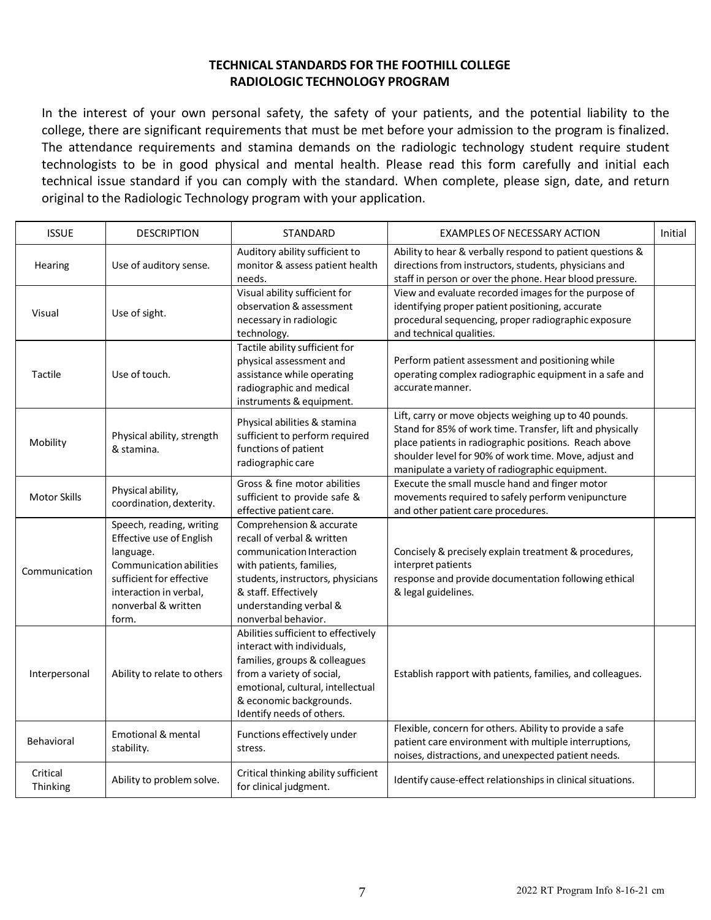## TECHNICAL STANDARDS FOR THE FOOTHILL COLLEGE RADIOLOGIC TECHNOLOGY PROGRAM

In the interest of your own personal safety, the safety of your patients, and the potential liability to the college, there are significant requirements that must be met before your admission to the program is finalized. The attendance requirements and stamina demands on the radiologic technology student require student technologists to be in good physical and mental health. Please read this form carefully and initial each technical issue standard if you can comply with the standard. When complete, please sign, date, and return original to the Radiologic Technology program with your application.

| ISSUE | DESCRIPTION | STANDARD | EXAMPLES OF NECESSARY ACTION | Initial |
|---|---|---|---|---|
| Hearing | Use of auditory sense. | Auditory ability sufficient to monitor & assess patient health needs. | Ability to hear & verbally respond to patient questions & directions from instructors, students, physicians and staff in person or over the phone. Hear blood pressure. | |
| Visual | Use of sight. | Visual ability sufficient for observation & assessment necessary in radiologic technology. | View and evaluate recorded images for the purpose of identifying proper patient positioning, accurate procedural sequencing, proper radiographic exposure and technical qualities. | |
| Tactile | Use of touch. | Tactile ability sufficient for physical assessment and assistance while operating radiographic and medical instruments & equipment. | Perform patient assessment and positioning while operating complex radiographic equipment in a safe and accurate manner. | |
| Mobility | Physical ability, strength & stamina. | Physical abilities & stamina sufficient to perform required functions of patient radiographic care | Lift, carry or move objects weighing up to 40 pounds. Stand for 85% of work time. Transfer, lift and physically place patients in radiographic positions. Reach above shoulder level for 90% of work time. Move, adjust and manipulate a variety of radiographic equipment. | |
| Motor Skills | Physical ability, coordination, dexterity. | Gross & fine motor abilities sufficient to provide safe & effective patient care. | Execute the small muscle hand and finger motor movements required to safely perform venipuncture and other patient care procedures. | |
| Communication | Speech, reading, writing Effective use of English language. Communication abilities sufficient for effective interaction in verbal, nonverbal & written form. | Comprehension & accurate recall of verbal & written communication Interaction with patients, families, students, instructors, physicians & staff. Effectively understanding verbal & nonverbal behavior. | Concisely & precisely explain treatment & procedures, interpret patients response and provide documentation following ethical & legal guidelines. | |
| Interpersonal | Ability to relate to others | Abilities sufficient to effectively interact with individuals, families, groups & colleagues from a variety of social, emotional, cultural, intellectual & economic backgrounds. Identify needs of others. | Establish rapport with patients, families, and colleagues. | |
| Behavioral | Emotional & mental stability. | Functions effectively under stress. | Flexible, concern for others. Ability to provide a safe patient care environment with multiple interruptions, noises, distractions, and unexpected patient needs. | |
| Critical Thinking | Ability to problem solve. | Critical thinking ability sufficient for clinical judgment. | Identify cause-effect relationships in clinical situations. | |